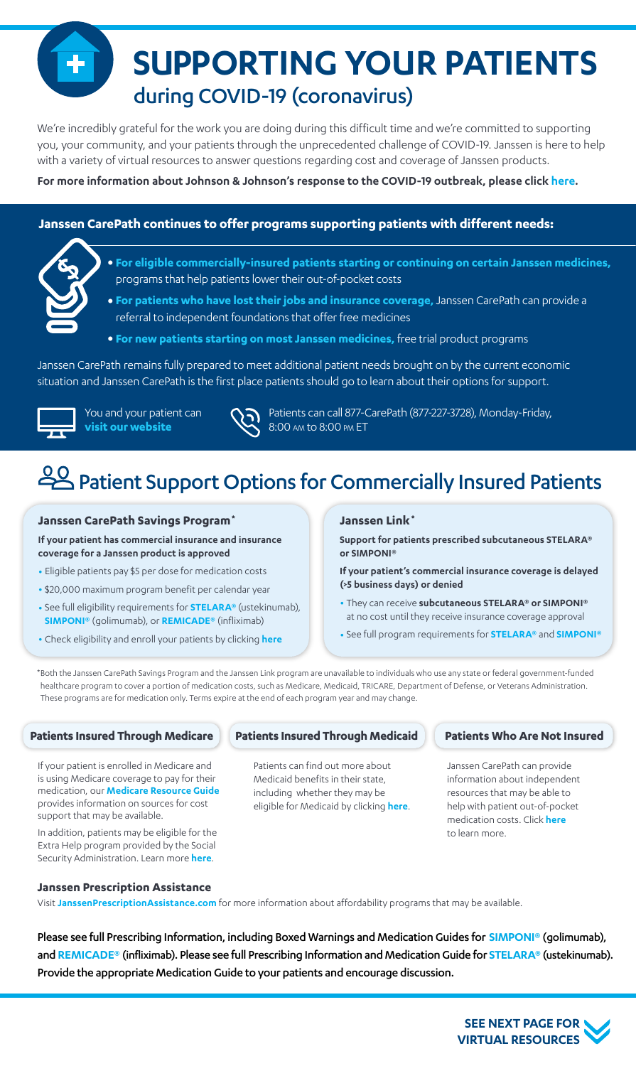# SUPPORTING YOUR PATIENTS

## during COVID-19 (coronavirus)

We're incredibly grateful for the work you are doing during this difficult time and we're committed to supporting you, your community, and your patients through the unprecedented challenge of COVID-19. Janssen is here to help with a variety of virtual resources to answer questions regarding cost and coverage of Janssen products.

**For more information about Johnson & Johnson's response to the COVID-19 outbreak, please click here.**

**Janssen CarePath continues to offer programs supporting patients with different needs:**

- **For eligible commercially-insured patients starting or continuing on certain Janssen medicines,** programs that help patients lower their out-of-pocket costs
- **For patients who have lost their jobs and insurance coverage,** Janssen CarePath can provide a referral to independent foundations that offer free medicines
- **For new patients starting on most Janssen medicines,** free trial product programs

Janssen CarePath remains fully prepared to meet additional patient needs brought on by the current economic situation and Janssen CarePath is the first place patients should go to learn about their options for support.

You and your patient can **visit our website**

Patients can call 877-CarePath (877-227-3728), Monday-Friday, 8:00 AM to 8:00 PM ET

## Patient Support Options for Commercially Insured Patients

### Janssen CarePath Savings Program*

**If your patient has commercial insurance and insurance coverage for a Janssen product is approved**

- Eligible patients pay $5 per dose for medication costs
- $20,000 maximum program benefit per calendar year
- See full eligibility requirements for **STELARA®** (ustekinumab), **SIMPONI®** (golimumab), or **REMICADE®** (infliximab)
- Check eligibility and enroll your patients by clicking **here**

### Janssen Link*

**Support for patients prescribed subcutaneous STELARA® or SIMPONI®**

**If your patient's commercial insurance coverage is delayed (>5 business days) or denied**

- They can receive **subcutaneous STELARA® or SIMPONI®** at no cost until they receive insurance coverage approval
- See full program requirements for **STELARA®** and **SIMPONI®**

*Both the Janssen CarePath Savings Program and the Janssen Link program are unavailable to individuals who use any state or federal government-funded healthcare program to cover a portion of medication costs, such as Medicare, Medicaid, TRICARE, Department of Defense, or Veterans Administration. These programs are for medication only. Terms expire at the end of each program year and may change.

### Patients Insured Through Medicare

If your patient is enrolled in Medicare and is using Medicare coverage to pay for their medication, our **Medicare Resource Guide** provides information on sources for cost support that may be available.

In addition, patients may be eligible for the Extra Help program provided by the Social Security Administration. Learn more **here**.

### Patients Insured Through Medicaid

Patients can find out more about Medicaid benefits in their state, including whether they may be eligible for Medicaid by clicking **here**.

### Patients Who Are Not Insured

Janssen CarePath can provide information about independent resources that may be able to help with patient out-of-pocket medication costs. Click **here** to learn more.

### Janssen Prescription Assistance

Visit **JanssenPrescriptionAssistance.com** for more information about affordability programs that may be available.

Please see full Prescribing Information, including Boxed Warnings and Medication Guides for **SIMPONI®** (golimumab), and **REMICADE®** (infliximab). Please see full Prescribing Information and Medication Guide for **STELARA®** (ustekinumab). Provide the appropriate Medication Guide to your patients and encourage discussion.

**SEE NEXT PAGE FOR VIRTUAL RESOURCES**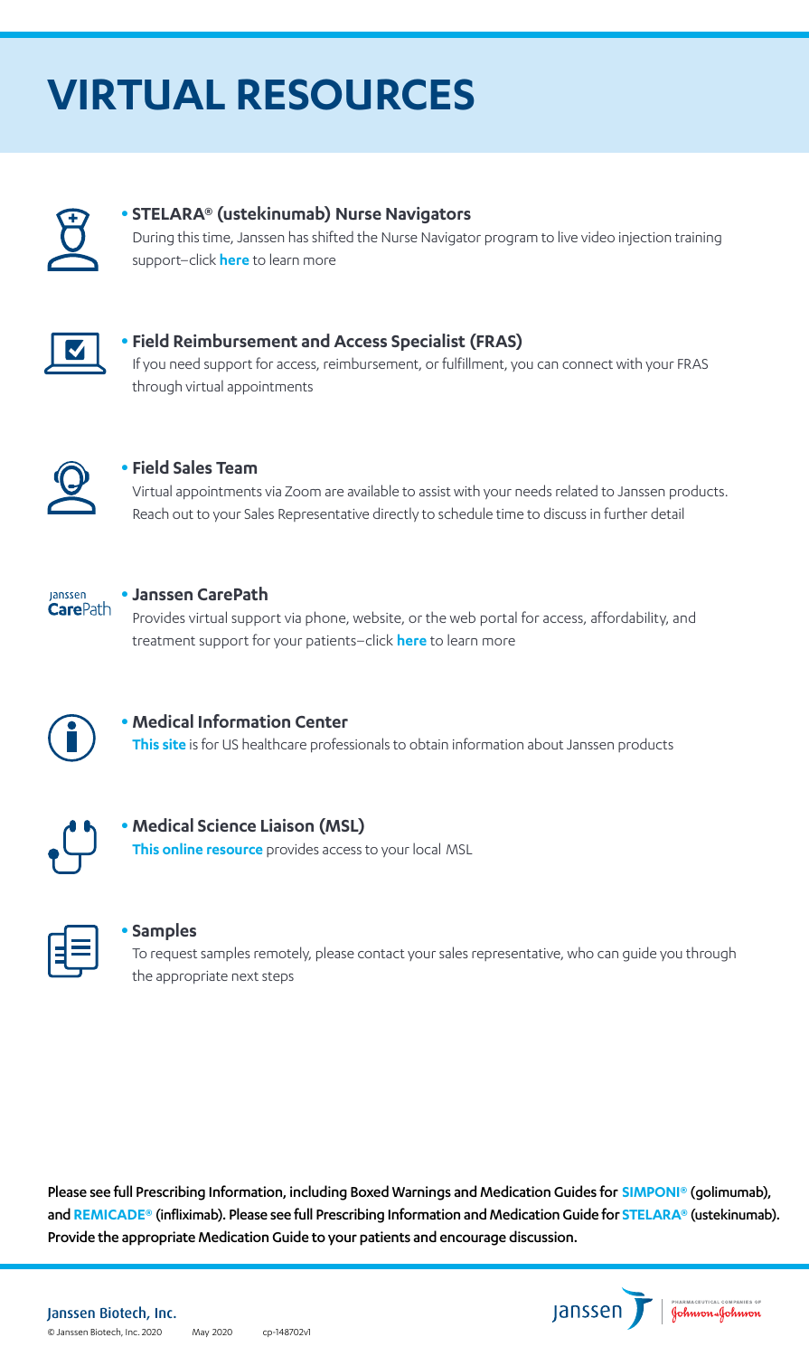# VIRTUAL RESOURCES

- **STELARA® (ustekinumab) Nurse Navigators**
  During this time, Janssen has shifted the Nurse Navigator program to live video injection training support–click **here** to learn more

- **Field Reimbursement and Access Specialist (FRAS)**
  If you need support for access, reimbursement, or fulfillment, you can connect with your FRAS through virtual appointments

- **Field Sales Team**
  Virtual appointments via Zoom are available to assist with your needs related to Janssen products. Reach out to your Sales Representative directly to schedule time to discuss in further detail

- **Janssen CarePath**
  Provides virtual support via phone, website, or the web portal for access, affordability, and treatment support for your patients–click **here** to learn more

- **Medical Information Center**
  **This site** is for US healthcare professionals to obtain information about Janssen products

- **Medical Science Liaison (MSL)**
  **This online resource** provides access to your local MSL

- **Samples**
  To request samples remotely, please contact your sales representative, who can guide you through the appropriate next steps

Please see full Prescribing Information, including Boxed Warnings and Medication Guides for **SIMPONI®** (golimumab), and **REMICADE®** (infliximab). Please see full Prescribing Information and Medication Guide for **STELARA®** (ustekinumab). Provide the appropriate Medication Guide to your patients and encourage discussion.

Janssen Biotech, Inc.
© Janssen Biotech, Inc. 2020 May 2020 cp-148702v1